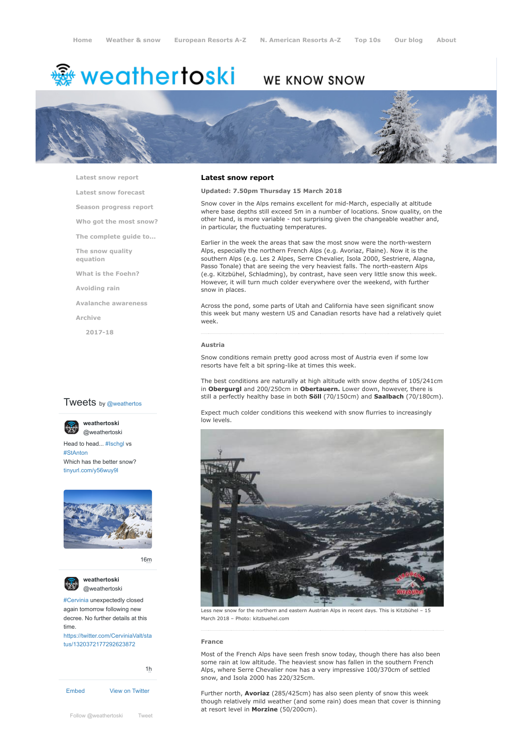Home | Weather & snow | European Resorts A-Z | N. American Resorts A-Z | Top 10s | Our blog | About

# weathertoski

WE KNOW SNOW

- Latest snow report
- Latest snow forecast
- Season progress report
- Who got the most snow?
- The complete guide to...
- The snow quality equation
- What is the Foehn?
- Avoiding rain
- Avalanche awareness
- Archive
  - 2017-18

## Latest snow report

**Updated: 7.50pm Thursday 15 March 2018**

Snow cover in the Alps remains excellent for mid-March, especially at altitude where base depths still exceed 5m in a number of locations. Snow quality, on the other hand, is more variable - not surprising given the changeable weather and, in particular, the fluctuating temperatures.

Earlier in the week the areas that saw the most snow were the north-western Alps, especially the northern French Alps (e.g. Avoriaz, Flaine). Now it is the southern Alps (e.g. Les 2 Alpes, Serre Chevalier, Isola 2000, Sestriere, Alagna, Passo Tonale) that are seeing the very heaviest falls. The north-eastern Alps (e.g. Kitzbühel, Schladming), by contrast, have seen very little snow this week. However, it will turn much colder everywhere over the weekend, with further snow in places.

Across the pond, some parts of Utah and California have seen significant snow this week but many western US and Canadian resorts have had a relatively quiet week.

### Austria

Snow conditions remain pretty good across most of Austria even if some low resorts have felt a bit spring-like at times this week.

The best conditions are naturally at high altitude with snow depths of 105/241cm in **Obergurgl** and 200/250cm in **Obertauern.** Lower down, however, there is still a perfectly healthy base in both **Söll** (70/150cm) and **Saalbach** (70/180cm).

Expect much colder conditions this weekend with snow flurries to increasingly low levels.

Less new snow for the northern and eastern Austrian Alps in recent days. This is Kitzbühel – 15 March 2018 – Photo: kitzbuehel.com

### France

Most of the French Alps have seen fresh snow today, though there has also been some rain at low altitude. The heaviest snow has fallen in the southern French Alps, where Serre Chevalier now has a very impressive 100/370cm of settled snow, and Isola 2000 has 220/325cm.

Further north, **Avoriaz** (285/425cm) has also seen plenty of snow this week though relatively mild weather (and some rain) does mean that cover is thinning at resort level in **Morzine** (50/200cm).

Tweets by @weathertos

**weathertoski** @weathertoski

Head to head... #Ischgl vs #StAnton
Which has the better snow?
tinyurl.com/y56wuy9l

16m

**weathertoski** @weathertoski

#Cervinia unexpectedly closed again tomorrow following new decree. No further details at this time.
https://twitter.com/CerviniaValt/status/1320372177292623872

1h

Embed | View on Twitter

Follow @weathertoski | Tweet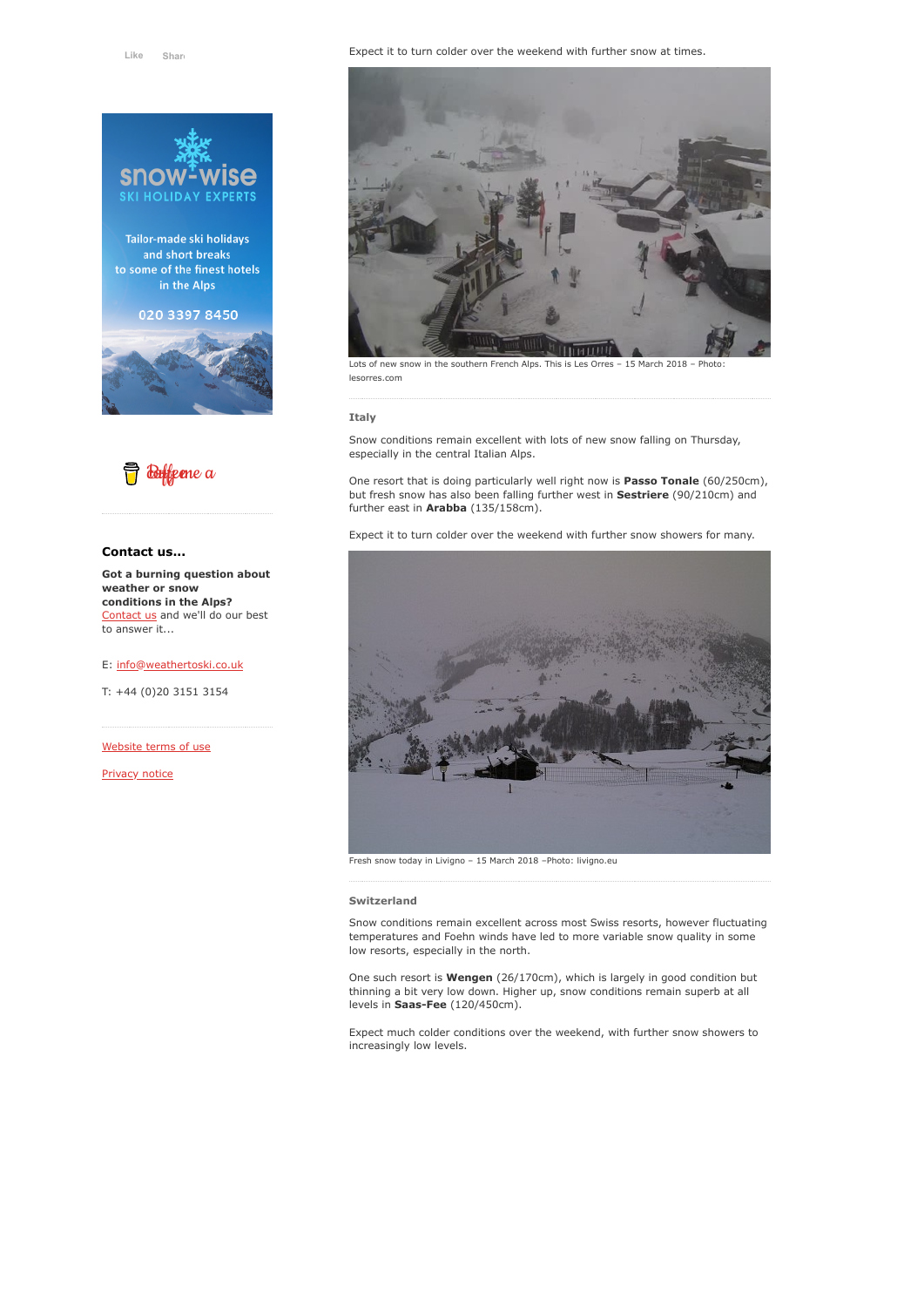Expect it to turn colder over the weekend with further snow at times.

Lots of new snow in the southern French Alps. This is Les Orres – 15 March 2018 – Photo: lesorres.com

### Italy

Snow conditions remain excellent with lots of new snow falling on Thursday, especially in the central Italian Alps.

One resort that is doing particularly well right now is **Passo Tonale** (60/250cm), but fresh snow has also been falling further west in **Sestriere** (90/210cm) and further east in **Arabba** (135/158cm).

Expect it to turn colder over the weekend with further snow showers for many.

Fresh snow today in Livigno – 15 March 2018 –Photo: livigno.eu

### Switzerland

Snow conditions remain excellent across most Swiss resorts, however fluctuating temperatures and Foehn winds have led to more variable snow quality in some low resorts, especially in the north.

One such resort is **Wengen** (26/170cm), which is largely in good condition but thinning a bit very low down. Higher up, snow conditions remain superb at all levels in **Saas-Fee** (120/450cm).

Expect much colder conditions over the weekend, with further snow showers to increasingly low levels.

snow-wise
SKI HOLIDAY EXPERTS

Tailor-made ski holidays and short breaks to some of the finest hotels in the Alps

020 3397 8450

### Contact us...

**Got a burning question about weather or snow conditions in the Alps?** Contact us and we'll do our best to answer it...

E: info@weathertoski.co.uk

T: +44 (0)20 3151 3154

Website terms of use

Privacy notice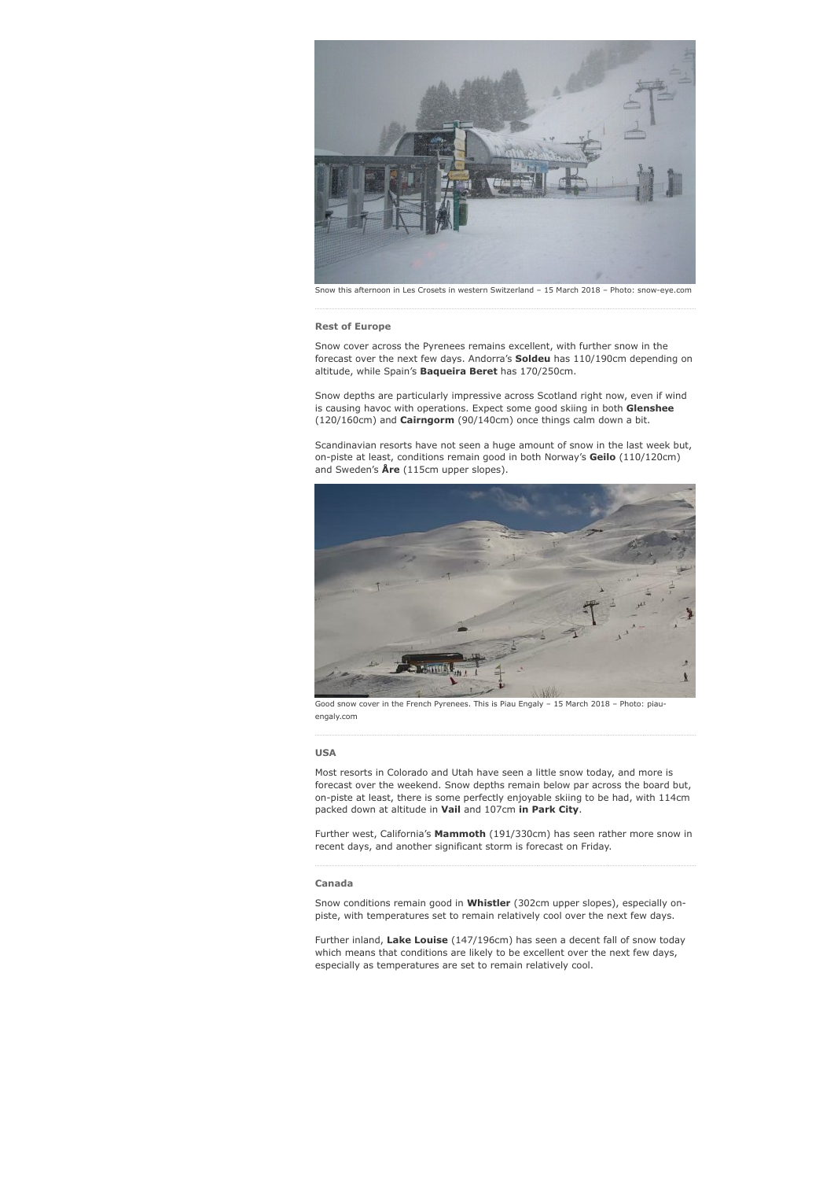Snow this afternoon in Les Crosets in western Switzerland – 15 March 2018 – Photo: snow-eye.com

### Rest of Europe

Snow cover across the Pyrenees remains excellent, with further snow in the forecast over the next few days. Andorra's **Soldeu** has 110/190cm depending on altitude, while Spain's **Baqueira Beret** has 170/250cm.

Snow depths are particularly impressive across Scotland right now, even if wind is causing havoc with operations. Expect some good skiing in both **Glenshee** (120/160cm) and **Cairngorm** (90/140cm) once things calm down a bit.

Scandinavian resorts have not seen a huge amount of snow in the last week but, on-piste at least, conditions remain good in both Norway's **Geilo** (110/120cm) and Sweden's **Åre** (115cm upper slopes).

Good snow cover in the French Pyrenees. This is Piau Engaly – 15 March 2018 – Photo: piau-engaly.com

### USA

Most resorts in Colorado and Utah have seen a little snow today, and more is forecast over the weekend. Snow depths remain below par across the board but, on-piste at least, there is some perfectly enjoyable skiing to be had, with 114cm packed down at altitude in **Vail** and 107cm **in Park City**.

Further west, California's **Mammoth** (191/330cm) has seen rather more snow in recent days, and another significant storm is forecast on Friday.

### Canada

Snow conditions remain good in **Whistler** (302cm upper slopes), especially on-piste, with temperatures set to remain relatively cool over the next few days.

Further inland, **Lake Louise** (147/196cm) has seen a decent fall of snow today which means that conditions are likely to be excellent over the next few days, especially as temperatures are set to remain relatively cool.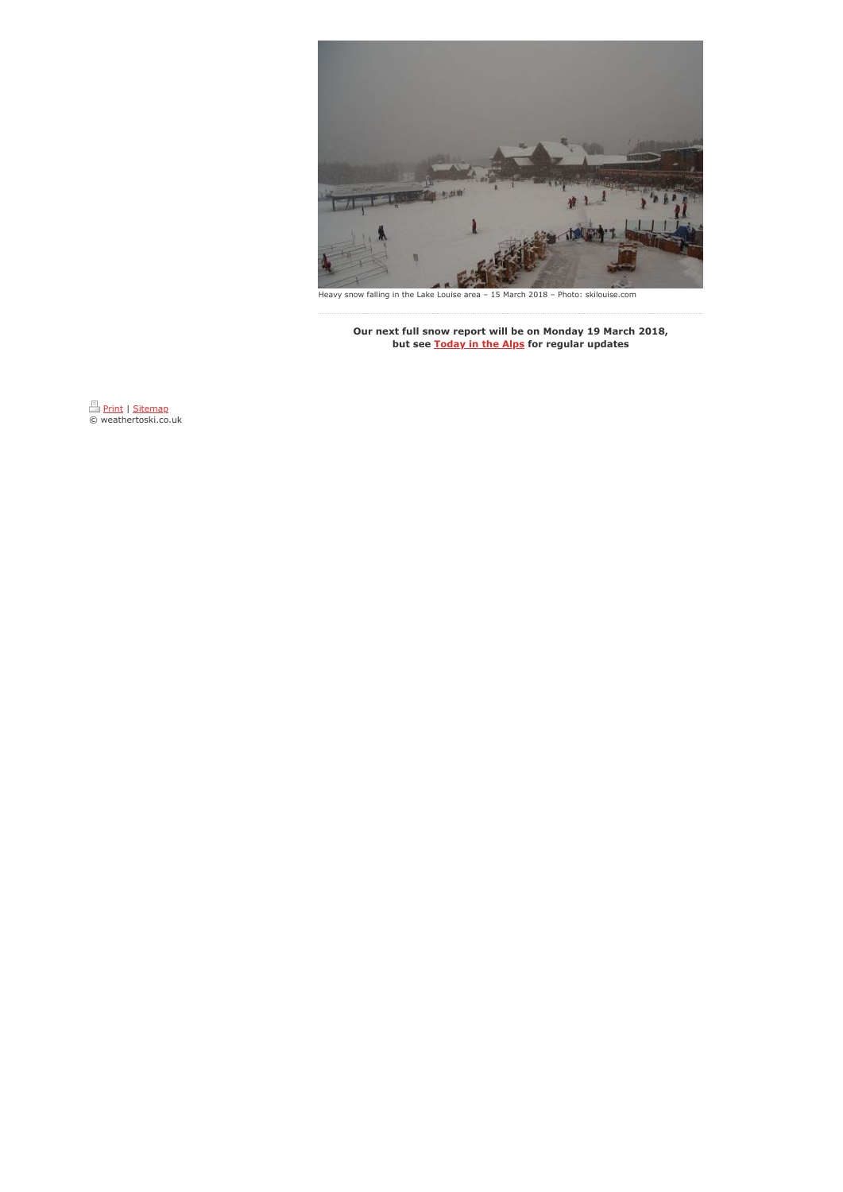Heavy snow falling in the Lake Louise area – 15 March 2018 – Photo: skilouise.com

**Our next full snow report will be on Monday 19 March 2018, but see Today in the Alps for regular updates**

Print | Sitemap
© weathertoski.co.uk